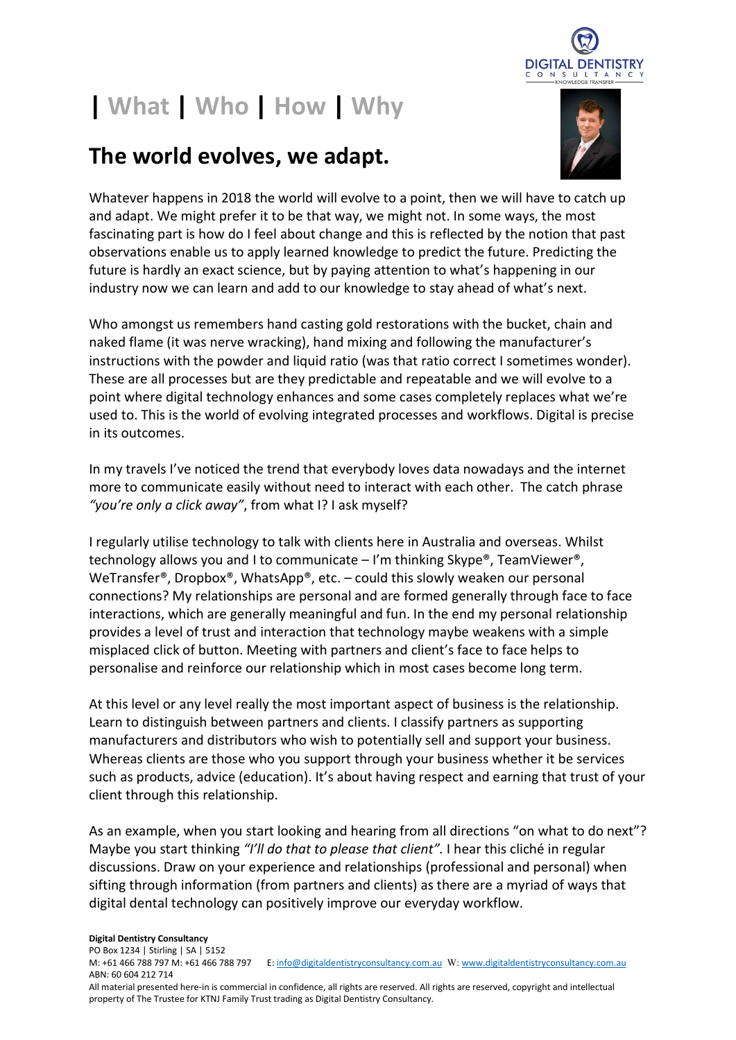# | What | Who | How | Why

## The world evolves, we adapt.

Whatever happens in 2018 the world will evolve to a point, then we will have to catch up and adapt. We might prefer it to be that way, we might not. In some ways, the most fascinating part is how do I feel about change and this is reflected by the notion that past observations enable us to apply learned knowledge to predict the future. Predicting the future is hardly an exact science, but by paying attention to what's happening in our industry now we can learn and add to our knowledge to stay ahead of what's next.

Who amongst us remembers hand casting gold restorations with the bucket, chain and naked flame (it was nerve wracking), hand mixing and following the manufacturer's instructions with the powder and liquid ratio (was that ratio correct I sometimes wonder). These are all processes but are they predictable and repeatable and we will evolve to a point where digital technology enhances and some cases completely replaces what we're used to. This is the world of evolving integrated processes and workflows. Digital is precise in its outcomes.

In my travels I've noticed the trend that everybody loves data nowadays and the internet more to communicate easily without need to interact with each other. The catch phrase *"you're only a click away"*, from what I? I ask myself?

I regularly utilise technology to talk with clients here in Australia and overseas. Whilst technology allows you and I to communicate – I'm thinking Skype®, TeamViewer®, WeTransfer®, Dropbox®, WhatsApp®, etc. – could this slowly weaken our personal connections? My relationships are personal and are formed generally through face to face interactions, which are generally meaningful and fun. In the end my personal relationship provides a level of trust and interaction that technology maybe weakens with a simple misplaced click of button. Meeting with partners and client's face to face helps to personalise and reinforce our relationship which in most cases become long term.

At this level or any level really the most important aspect of business is the relationship. Learn to distinguish between partners and clients. I classify partners as supporting manufacturers and distributors who wish to potentially sell and support your business. Whereas clients are those who you support through your business whether it be services such as products, advice (education). It's about having respect and earning that trust of your client through this relationship.

As an example, when you start looking and hearing from all directions "on what to do next"? Maybe you start thinking *"I'll do that to please that client".* I hear this cliché in regular discussions. Draw on your experience and relationships (professional and personal) when sifting through information (from partners and clients) as there are a myriad of ways that digital dental technology can positively improve our everyday workflow.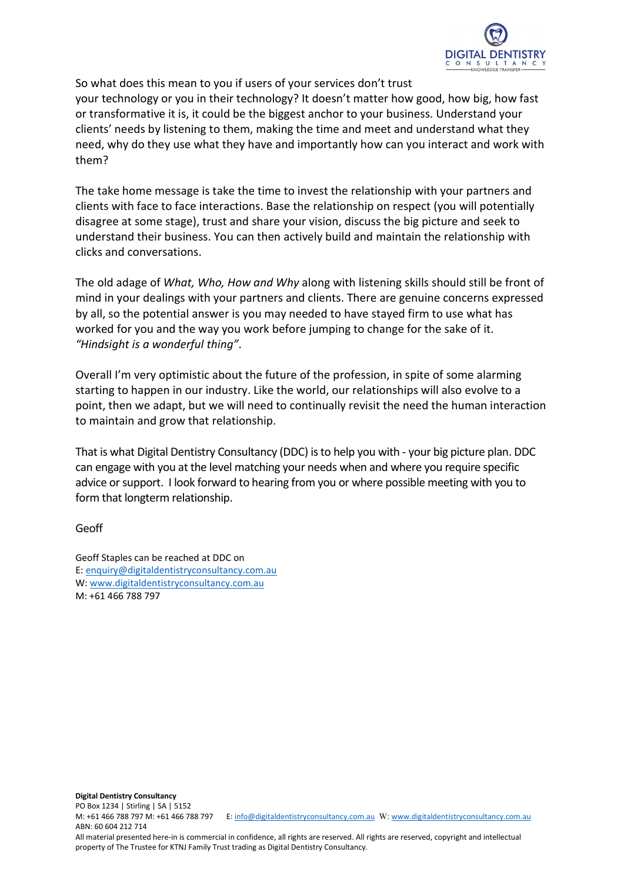So what does this mean to you if users of your services don't trust your technology or you in their technology? It doesn't matter how good, how big, how fast or transformative it is, it could be the biggest anchor to your business. Understand your clients' needs by listening to them, making the time and meet and understand what they need, why do they use what they have and importantly how can you interact and work with them?

The take home message is take the time to invest the relationship with your partners and clients with face to face interactions. Base the relationship on respect (you will potentially disagree at some stage), trust and share your vision, discuss the big picture and seek to understand their business. You can then actively build and maintain the relationship with clicks and conversations.

The old adage of *What, Who, How and Why* along with listening skills should still be front of mind in your dealings with your partners and clients. There are genuine concerns expressed by all, so the potential answer is you may needed to have stayed firm to use what has worked for you and the way you work before jumping to change for the sake of it. *"Hindsight is a wonderful thing"*.

Overall I'm very optimistic about the future of the profession, in spite of some alarming starting to happen in our industry. Like the world, our relationships will also evolve to a point, then we adapt, but we will need to continually revisit the need the human interaction to maintain and grow that relationship.

That is what Digital Dentistry Consultancy (DDC) is to help you with - your big picture plan. DDC can engage with you at the level matching your needs when and where you require specific advice or support. I look forward to hearing from you or where possible meeting with you to form that longterm relationship.

Geoff

Geoff Staples can be reached at DDC on
E: enquiry@digitaldentistryconsultancy.com.au
W: www.digitaldentistryconsultancy.com.au
M: +61 466 788 797

**Digital Dentistry Consultancy**
PO Box 1234 | Stirling | SA | 5152
M: +61 466 788 797 M: +61 466 788 797 E: info@digitaldentistryconsultancy.com.au W: www.digitaldentistryconsultancy.com.au
ABN: 60 604 212 714
All material presented here-in is commercial in confidence, all rights are reserved. All rights are reserved, copyright and intellectual property of The Trustee for KTNJ Family Trust trading as Digital Dentistry Consultancy.